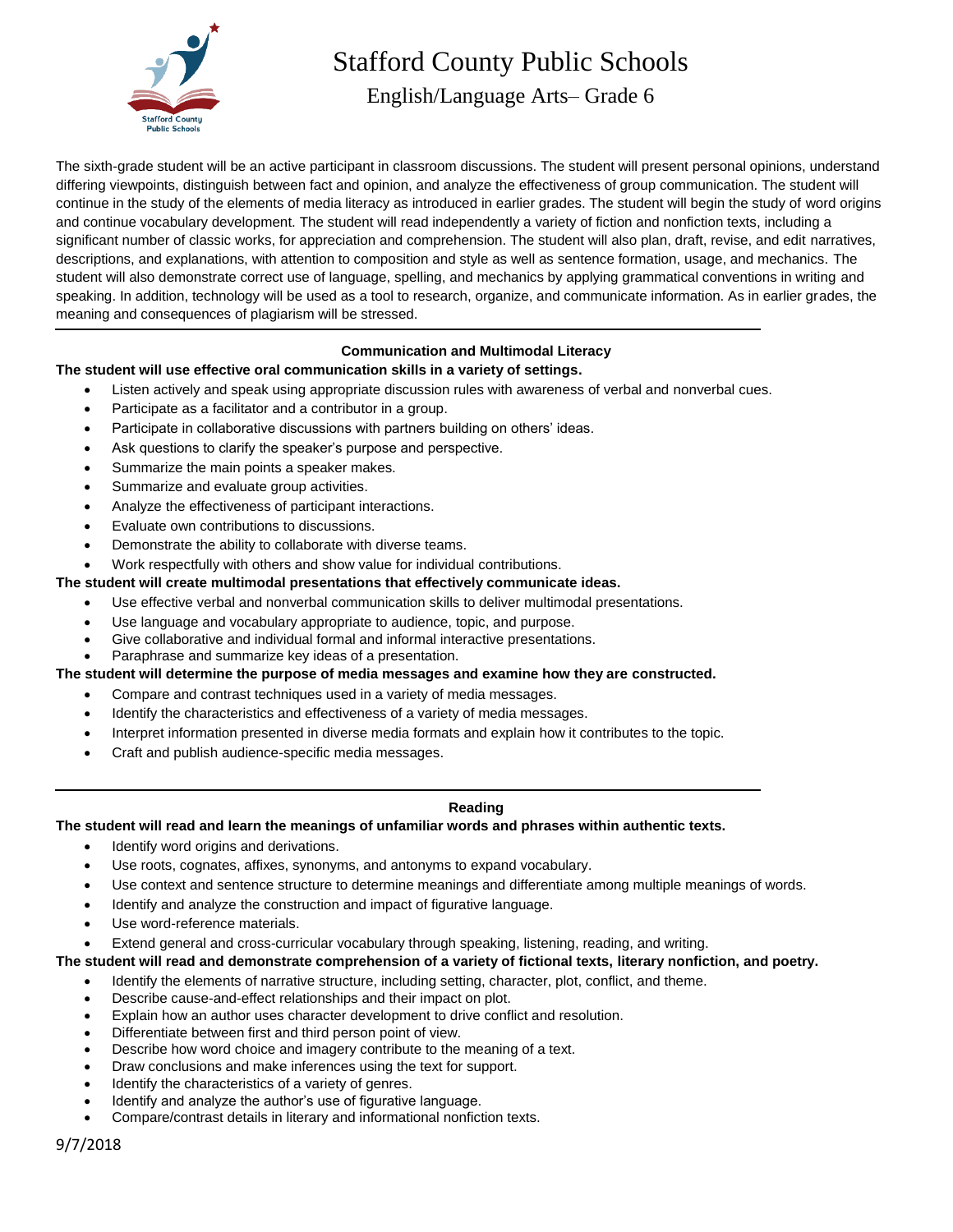# Stafford County Public Schools

## English/Language Arts– Grade 6

The sixth-grade student will be an active participant in classroom discussions. The student will present personal opinions, understand differing viewpoints, distinguish between fact and opinion, and analyze the effectiveness of group communication. The student will continue in the study of the elements of media literacy as introduced in earlier grades. The student will begin the study of word origins and continue vocabulary development. The student will read independently a variety of fiction and nonfiction texts, including a significant number of classic works, for appreciation and comprehension. The student will also plan, draft, revise, and edit narratives, descriptions, and explanations, with attention to composition and style as well as sentence formation, usage, and mechanics. The student will also demonstrate correct use of language, spelling, and mechanics by applying grammatical conventions in writing and speaking. In addition, technology will be used as a tool to research, organize, and communicate information. As in earlier grades, the meaning and consequences of plagiarism will be stressed.

---

### Communication and Multimodal Literacy

**The student will use effective oral communication skills in a variety of settings.**

- Listen actively and speak using appropriate discussion rules with awareness of verbal and nonverbal cues.
- Participate as a facilitator and a contributor in a group.
- Participate in collaborative discussions with partners building on others' ideas.
- Ask questions to clarify the speaker's purpose and perspective.
- Summarize the main points a speaker makes.
- Summarize and evaluate group activities.
- Analyze the effectiveness of participant interactions.
- Evaluate own contributions to discussions.
- Demonstrate the ability to collaborate with diverse teams.
- Work respectfully with others and show value for individual contributions.

**The student will create multimodal presentations that effectively communicate ideas.**

- Use effective verbal and nonverbal communication skills to deliver multimodal presentations.
- Use language and vocabulary appropriate to audience, topic, and purpose.
- Give collaborative and individual formal and informal interactive presentations.
- Paraphrase and summarize key ideas of a presentation.

**The student will determine the purpose of media messages and examine how they are constructed.**

- Compare and contrast techniques used in a variety of media messages.
- Identify the characteristics and effectiveness of a variety of media messages.
- Interpret information presented in diverse media formats and explain how it contributes to the topic.
- Craft and publish audience-specific media messages.

---

### Reading

**The student will read and learn the meanings of unfamiliar words and phrases within authentic texts.**

- Identify word origins and derivations.
- Use roots, cognates, affixes, synonyms, and antonyms to expand vocabulary.
- Use context and sentence structure to determine meanings and differentiate among multiple meanings of words.
- Identify and analyze the construction and impact of figurative language.
- Use word-reference materials.
- Extend general and cross-curricular vocabulary through speaking, listening, reading, and writing.

**The student will read and demonstrate comprehension of a variety of fictional texts, literary nonfiction, and poetry.**

- Identify the elements of narrative structure, including setting, character, plot, conflict, and theme.
- Describe cause-and-effect relationships and their impact on plot.
- Explain how an author uses character development to drive conflict and resolution.
- Differentiate between first and third person point of view.
- Describe how word choice and imagery contribute to the meaning of a text.
- Draw conclusions and make inferences using the text for support.
- Identify the characteristics of a variety of genres.
- Identify and analyze the author's use of figurative language.
- Compare/contrast details in literary and informational nonfiction texts.

9/7/2018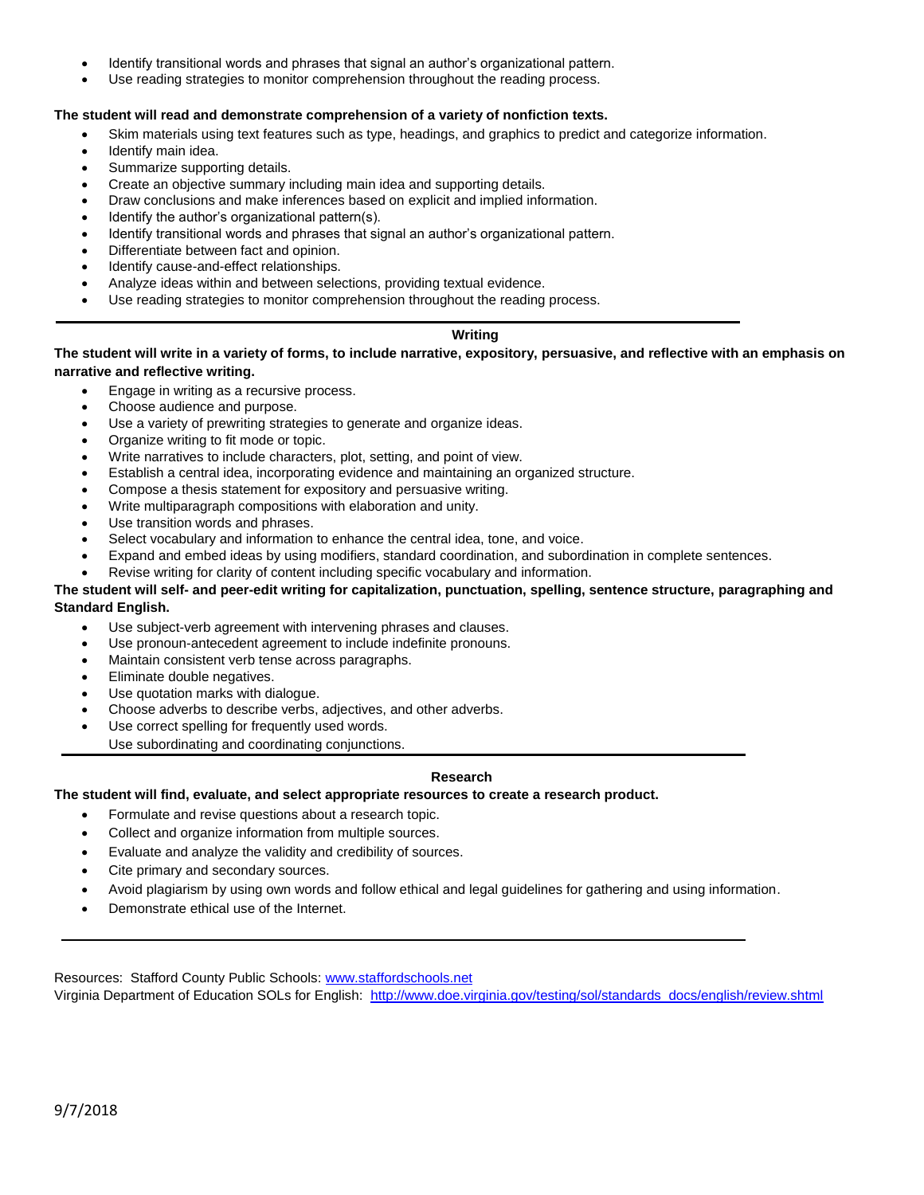- Identify transitional words and phrases that signal an author's organizational pattern.
- Use reading strategies to monitor comprehension throughout the reading process.

**The student will read and demonstrate comprehension of a variety of nonfiction texts.**

- Skim materials using text features such as type, headings, and graphics to predict and categorize information.
- Identify main idea.
- Summarize supporting details.
- Create an objective summary including main idea and supporting details.
- Draw conclusions and make inferences based on explicit and implied information.
- Identify the author's organizational pattern(s).
- Identify transitional words and phrases that signal an author's organizational pattern.
- Differentiate between fact and opinion.
- Identify cause-and-effect relationships.
- Analyze ideas within and between selections, providing textual evidence.
- Use reading strategies to monitor comprehension throughout the reading process.

---

## Writing

**The student will write in a variety of forms, to include narrative, expository, persuasive, and reflective with an emphasis on narrative and reflective writing.**

- Engage in writing as a recursive process.
- Choose audience and purpose.
- Use a variety of prewriting strategies to generate and organize ideas.
- Organize writing to fit mode or topic.
- Write narratives to include characters, plot, setting, and point of view.
- Establish a central idea, incorporating evidence and maintaining an organized structure.
- Compose a thesis statement for expository and persuasive writing.
- Write multiparagraph compositions with elaboration and unity.
- Use transition words and phrases.
- Select vocabulary and information to enhance the central idea, tone, and voice.
- Expand and embed ideas by using modifiers, standard coordination, and subordination in complete sentences.
- Revise writing for clarity of content including specific vocabulary and information.

**The student will self- and peer-edit writing for capitalization, punctuation, spelling, sentence structure, paragraphing and Standard English.**

- Use subject-verb agreement with intervening phrases and clauses.
- Use pronoun-antecedent agreement to include indefinite pronouns.
- Maintain consistent verb tense across paragraphs.
- Eliminate double negatives.
- Use quotation marks with dialogue.
- Choose adverbs to describe verbs, adjectives, and other adverbs.
- Use correct spelling for frequently used words.

  Use subordinating and coordinating conjunctions.

---

## Research

**The student will find, evaluate, and select appropriate resources to create a research product.**

- Formulate and revise questions about a research topic.
- Collect and organize information from multiple sources.
- Evaluate and analyze the validity and credibility of sources.
- Cite primary and secondary sources.
- Avoid plagiarism by using own words and follow ethical and legal guidelines for gathering and using information.
- Demonstrate ethical use of the Internet.

---

Resources: Stafford County Public Schools: [www.staffordschools.net](http://www.staffordschools.net)

Virginia Department of Education SOLs for English: [http://www.doe.virginia.gov/testing/sol/standards_docs/english/review.shtml](http://www.doe.virginia.gov/testing/sol/standards_docs/english/review.shtml)

9/7/2018